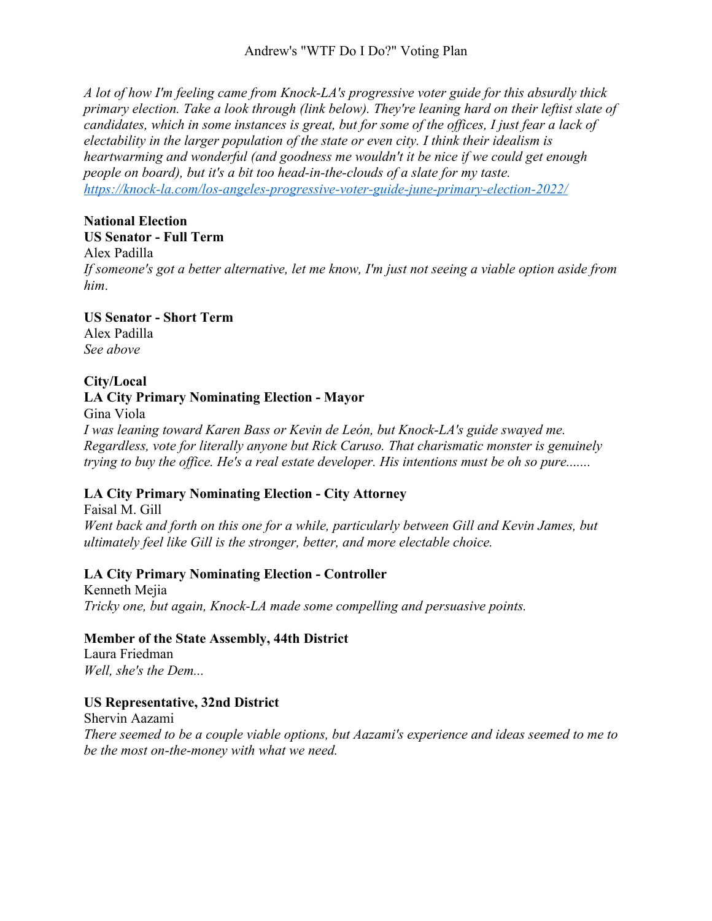# Andrew's "WTF Do I Do?" Voting Plan

*A lot of how I'm feeling came from Knock-LA's progressive voter guide for this absurdly thick primary election. Take a look through (link below). They're leaning hard on their leftist slate of candidates, which in some instances is great, but for some of the offices, I just fear a lack of electability in the larger population of the state or even city. I think their idealism is heartwarming and wonderful (and goodness me wouldn't it be nice if we could get enough people on board), but it's a bit too head-in-the-clouds of a slate for my taste.*
[https://knock-la.com/los-angeles-progressive-voter-guide-june-primary-election-2022/](https://knock-la.com/los-angeles-progressive-voter-guide-june-primary-election-2022/)

**National Election**

**US Senator - Full Term**
Alex Padilla
*If someone's got a better alternative, let me know, I'm just not seeing a viable option aside from him.*

**US Senator - Short Term**
Alex Padilla
*See above*

**City/Local**

**LA City Primary Nominating Election - Mayor**
Gina Viola
*I was leaning toward Karen Bass or Kevin de León, but Knock-LA's guide swayed me. Regardless, vote for literally anyone but Rick Caruso. That charismatic monster is genuinely trying to buy the office. He's a real estate developer. His intentions must be oh so pure.......*

**LA City Primary Nominating Election - City Attorney**
Faisal M. Gill
*Went back and forth on this one for a while, particularly between Gill and Kevin James, but ultimately feel like Gill is the stronger, better, and more electable choice.*

**LA City Primary Nominating Election - Controller**
Kenneth Mejia
*Tricky one, but again, Knock-LA made some compelling and persuasive points.*

**Member of the State Assembly, 44th District**
Laura Friedman
*Well, she's the Dem...*

**US Representative, 32nd District**
Shervin Aazami
*There seemed to be a couple viable options, but Aazami's experience and ideas seemed to me to be the most on-the-money with what we need.*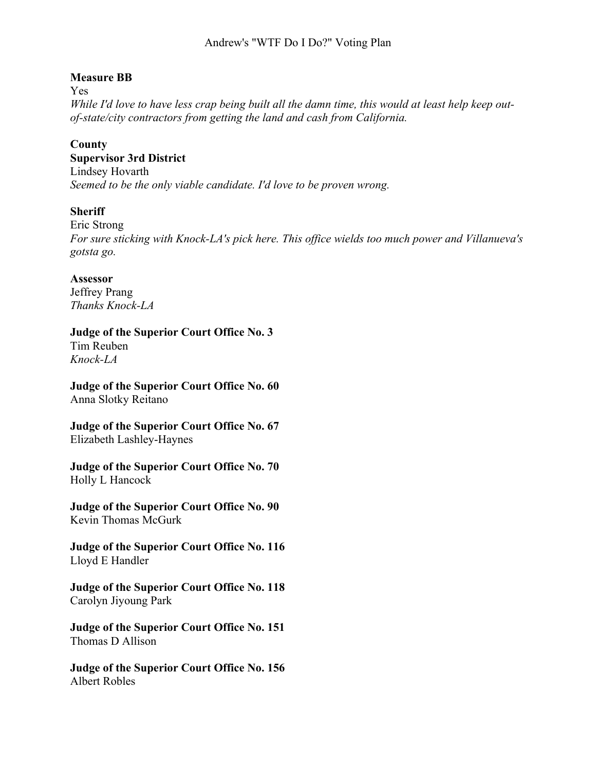**Measure BB**
Yes
*While I'd love to have less crap being built all the damn time, this would at least help keep out-of-state/city contractors from getting the land and cash from California.*

**County**
**Supervisor 3rd District**
Lindsey Hovarth
*Seemed to be the only viable candidate. I'd love to be proven wrong.*

**Sheriff**
Eric Strong
*For sure sticking with Knock-LA's pick here. This office wields too much power and Villanueva's gotsta go.*

**Assessor**
Jeffrey Prang
*Thanks Knock-LA*

**Judge of the Superior Court Office No. 3**
Tim Reuben
*Knock-LA*

**Judge of the Superior Court Office No. 60**
Anna Slotky Reitano

**Judge of the Superior Court Office No. 67**
Elizabeth Lashley-Haynes

**Judge of the Superior Court Office No. 70**
Holly L Hancock

**Judge of the Superior Court Office No. 90**
Kevin Thomas McGurk

**Judge of the Superior Court Office No. 116**
Lloyd E Handler

**Judge of the Superior Court Office No. 118**
Carolyn Jiyoung Park

**Judge of the Superior Court Office No. 151**
Thomas D Allison

**Judge of the Superior Court Office No. 156**
Albert Robles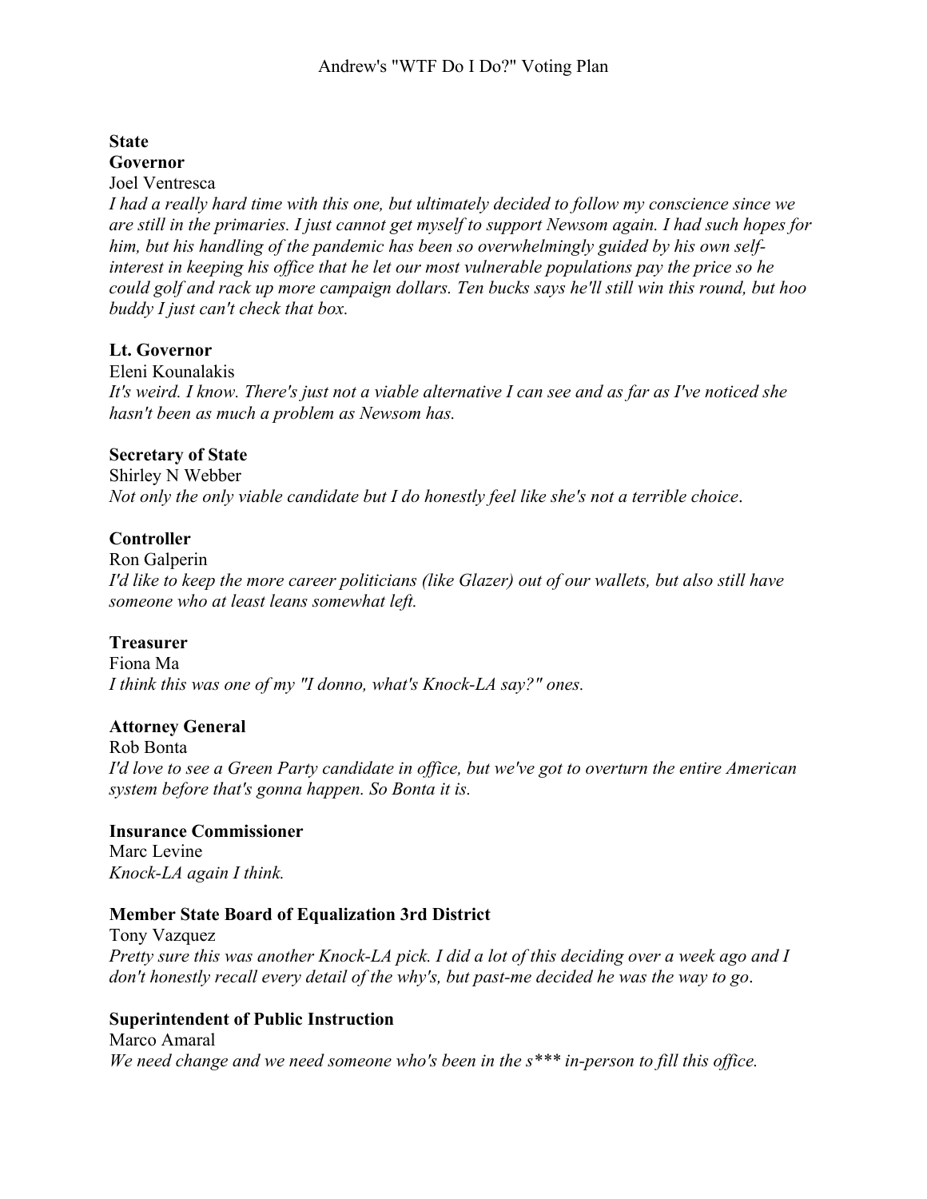**State**

**Governor**

Joel Ventresca

*I had a really hard time with this one, but ultimately decided to follow my conscience since we are still in the primaries. I just cannot get myself to support Newsom again. I had such hopes for him, but his handling of the pandemic has been so overwhelmingly guided by his own self-interest in keeping his office that he let our most vulnerable populations pay the price so he could golf and rack up more campaign dollars. Ten bucks says he'll still win this round, but hoo buddy I just can't check that box.*

**Lt. Governor**

Eleni Kounalakis

*It's weird. I know. There's just not a viable alternative I can see and as far as I've noticed she hasn't been as much a problem as Newsom has.*

**Secretary of State**

Shirley N Webber

*Not only the only viable candidate but I do honestly feel like she's not a terrible choice.*

**Controller**

Ron Galperin

*I'd like to keep the more career politicians (like Glazer) out of our wallets, but also still have someone who at least leans somewhat left.*

**Treasurer**

Fiona Ma

*I think this was one of my "I donno, what's Knock-LA say?" ones.*

**Attorney General**

Rob Bonta

*I'd love to see a Green Party candidate in office, but we've got to overturn the entire American system before that's gonna happen. So Bonta it is.*

**Insurance Commissioner**

Marc Levine

*Knock-LA again I think.*

**Member State Board of Equalization 3rd District**

Tony Vazquez

*Pretty sure this was another Knock-LA pick. I did a lot of this deciding over a week ago and I don't honestly recall every detail of the why's, but past-me decided he was the way to go.*

**Superintendent of Public Instruction**

Marco Amaral

*We need change and we need someone who's been in the s*** in-person to fill this office.*